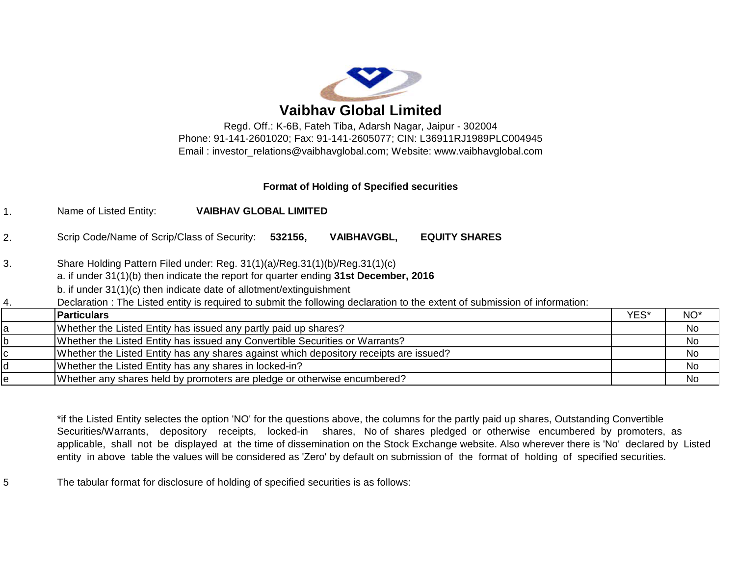# Vaibhav Global Limited

Regd. Off.: K-6B, Fateh Tiba, Adarsh Nagar, Jaipur - 302004
Phone: 91-141-2601020; Fax: 91-141-2605077; CIN: L36911RJ1989PLC004945
Email : investor_relations@vaibhavglobal.com; Website: www.vaibhavglobal.com

**Format of Holding of Specified securities**

1. Name of Listed Entity: **VAIBHAV GLOBAL LIMITED**

2. Scrip Code/Name of Scrip/Class of Security: **532156, VAIBHAVGBL, EQUITY SHARES**

3. Share Holding Pattern Filed under: Reg. 31(1)(a)/Reg.31(1)(b)/Reg.31(1)(c)
   a. if under 31(1)(b) then indicate the report for quarter ending **31st December, 2016**
   b. if under 31(1)(c) then indicate date of allotment/extinguishment

4. Declaration : The Listed entity is required to submit the following declaration to the extent of submission of information:

| | **Particulars** | YES* | NO* |
|---|---|---|---|
| a | Whether the Listed Entity has issued any partly paid up shares? | | No |
| b | Whether the Listed Entity has issued any Convertible Securities or Warrants? | | No |
| c | Whether the Listed Entity has any shares against which depository receipts are issued? | | No |
| d | Whether the Listed Entity has any shares in locked-in? | | No |
| e | Whether any shares held by promoters are pledge or otherwise encumbered? | | No |

*if the Listed Entity selectes the option 'NO' for the questions above, the columns for the partly paid up shares, Outstanding Convertible Securities/Warrants, depository receipts, locked-in shares, No of shares pledged or otherwise encumbered by promoters, as applicable, shall not be displayed at the time of dissemination on the Stock Exchange website. Also wherever there is 'No' declared by Listed entity in above table the values will be considered as 'Zero' by default on submission of the format of holding of specified securities.

5 The tabular format for disclosure of holding of specified securities is as follows: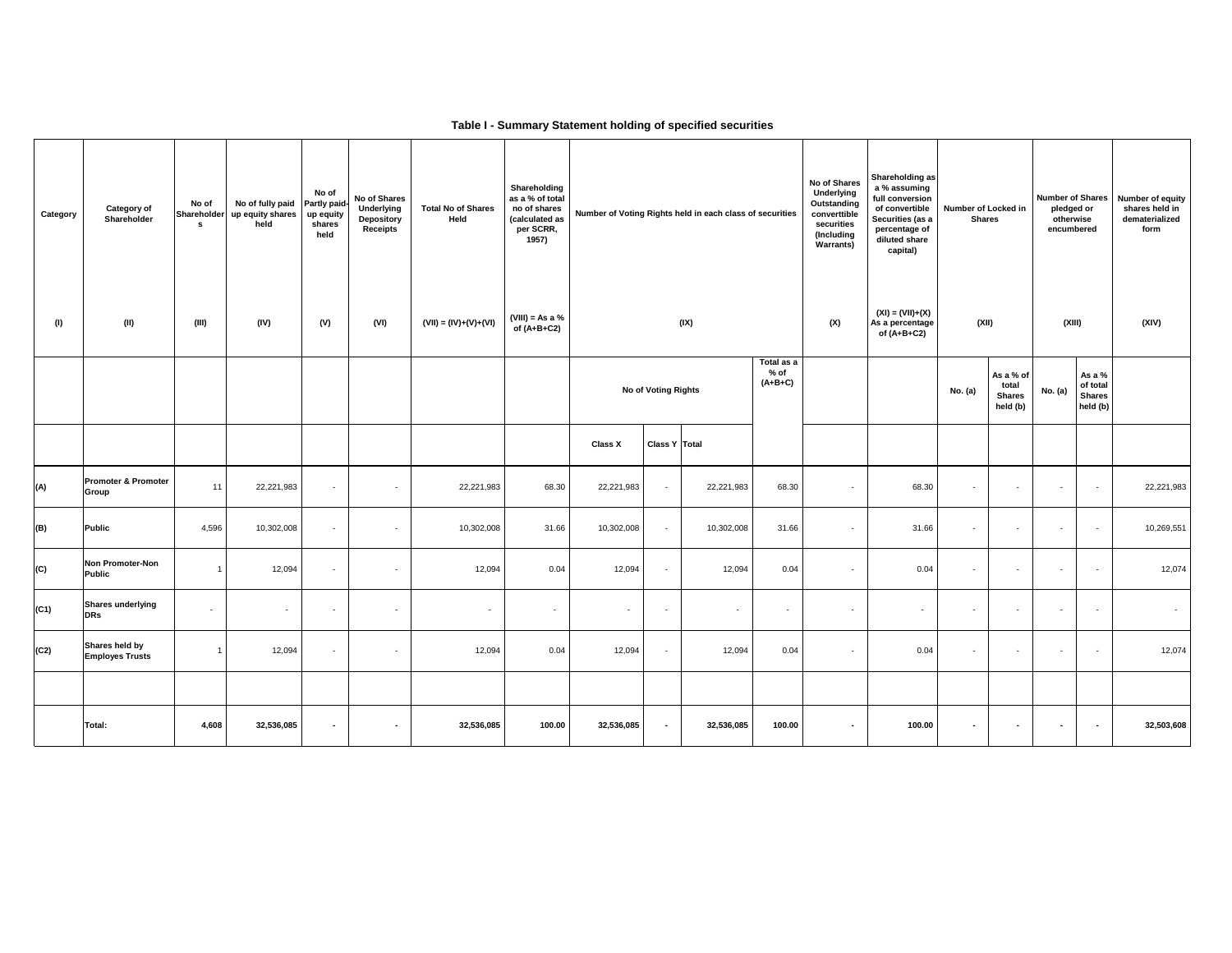**Table I - Summary Statement holding of specified securities**

| Category | Category of Shareholder | No of Shareholders | No of fully paid up equity shares held | No of Partly paid-up equity shares held | No of Shares Underlying Depository Receipts | Total No of Shares Held | Shareholding as a % of total no of shares (calculated as per SCRR, 1957) | Number of Voting Rights held in each class of securities | | | | No of Shares Underlying Outstanding converttible securities (Including Warrants) | Shareholding as a % assuming full conversion of convertible Securities (as a percentage of diluted share capital) | Number of Locked in Shares | | Number of Shares pledged or otherwise encumbered | | Number of equity shares held in dematerialized form |
|---|---|---|---|---|---|---|---|---|---|---|---|---|---|---|---|---|---|---|
| (I) | (II) | (III) | (IV) | (V) | (VI) | (VII) = (IV)+(V)+(VI) | (VIII) = As a % of (A+B+C2) | (IX) | | | | (X) | (XI) = (VII)+(X) As a percentage of (A+B+C2) | (XII) | | (XIII) | | (XIV) |
| | | | | | | | | No of Voting Rights | | | Total as a % of (A+B+C) | | | No. (a) | As a % of total Shares held (b) | No. (a) | As a % of total Shares held (b) | |
| | | | | | | | | Class X | Class Y | Total | | | | | | | | |
| (A) | Promoter & Promoter Group | 11 | 22,221,983 | - | - | 22,221,983 | 68.30 | 22,221,983 | - | 22,221,983 | 68.30 | - | 68.30 | - | - | - | - | 22,221,983 |
| (B) | Public | 4,596 | 10,302,008 | - | - | 10,302,008 | 31.66 | 10,302,008 | - | 10,302,008 | 31.66 | - | 31.66 | - | - | - | - | 10,269,551 |
| (C) | Non Promoter-Non Public | 1 | 12,094 | - | - | 12,094 | 0.04 | 12,094 | - | 12,094 | 0.04 | - | 0.04 | - | - | - | - | 12,074 |
| (C1) | Shares underlying DRs | - | - | - | - | - | - | - | - | - | - | - | - | - | - | - | - | - |
| (C2) | Shares held by Employes Trusts | 1 | 12,094 | - | - | 12,094 | 0.04 | 12,094 | - | 12,094 | 0.04 | - | 0.04 | - | - | - | - | 12,074 |
| | | | | | | | | | | | | | | | | | | |
| | **Total:** | **4,608** | **32,536,085** | **-** | **-** | **32,536,085** | **100.00** | **32,536,085** | **-** | **32,536,085** | **100.00** | **-** | **100.00** | **-** | **-** | **-** | **-** | **32,503,608** |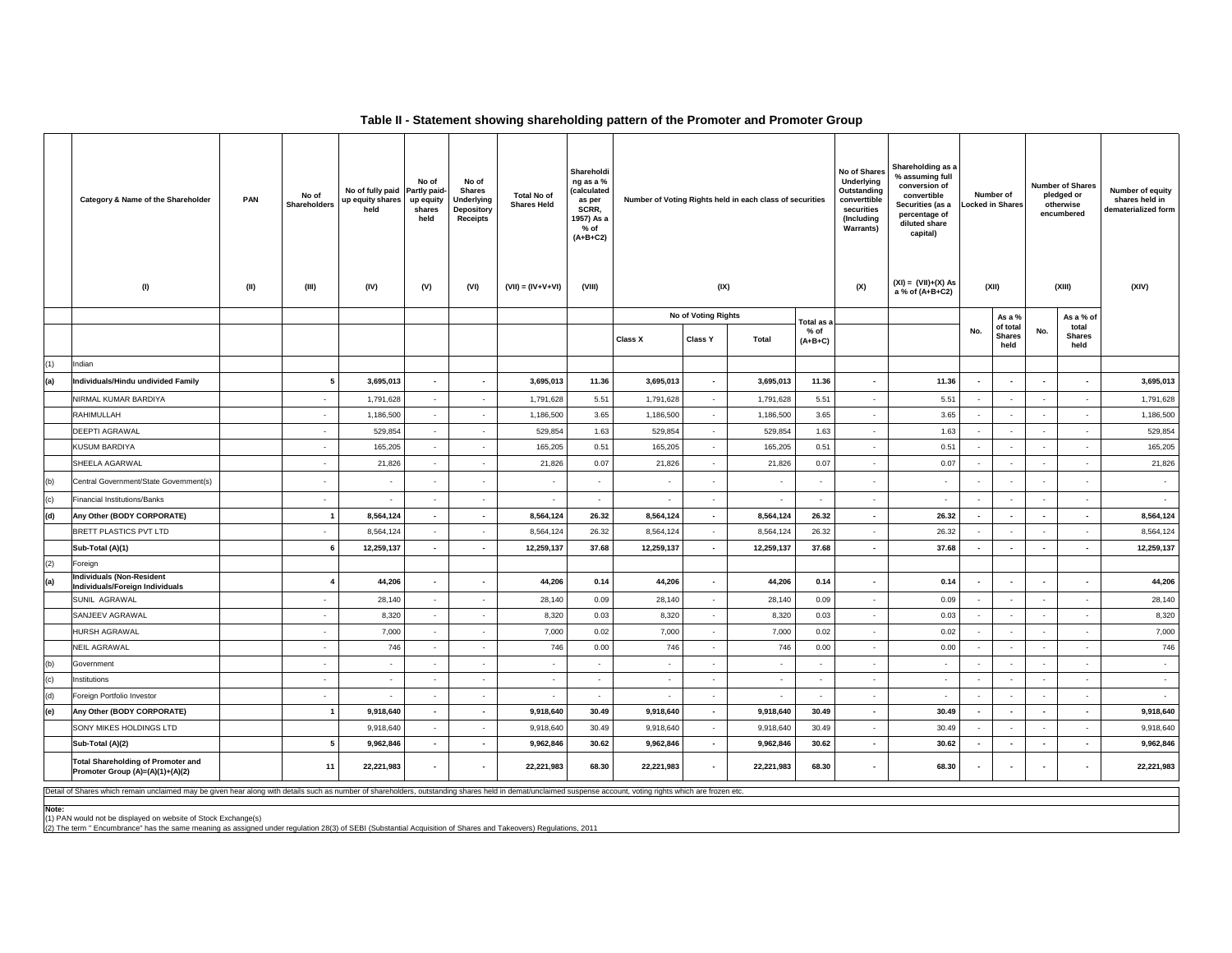# Table II - Statement showing shareholding pattern of the Promoter and Promoter Group

| | Category & Name of the Shareholder | PAN | No of Shareholders | No of fully paid up equity shares held | No of Partly paid-up equity shares held | No of Shares Underlying Depository Receipts | Total No of Shares Held | Shareholding as a % (calculated as per SCRR, 1957) As a % of (A+B+C2) | Number of Voting Rights held in each class of securities | | | | No of Shares Underlying Outstanding converttible securities (Including Warrants) | Shareholding as a % assuming full conversion of convertible Securities (as a percentage of diluted share capital) | Number of Locked in Shares | | Number of Shares pledged or otherwise encumbered | | Number of equity shares held in dematerialized form |
|---|---|---|---|---|---|---|---|---|---|---|---|---|---|---|---|---|---|---|---|
| | (I) | (II) | (III) | (IV) | (V) | (VI) | (VII) = (IV+V+VI) | (VIII) | (IX) | | | | (X) | (XI) = (VII)+(X) As a % of (A+B+C2) | (XII) | | (XIII) | | (XIV) |
| | | | | | | | | | No of Voting Rights | | | Total as a % of (A+B+C) | | | No. | As a % of total Shares held | No. | As a % of total Shares held | |
| | | | | | | | | | Class X | Class Y | Total | | | | | | | | |
| (1) | Indian | | | | | | | | | | | | | | | | | | |
| **(a)** | **Individuals/Hindu undivided Family** | | **5** | **3,695,013** | **-** | **-** | **3,695,013** | **11.36** | **3,695,013** | **-** | **3,695,013** | **11.36** | **-** | **11.36** | **-** | **-** | **-** | **-** | **3,695,013** |
| | NIRMAL KUMAR BARDIYA | | - | 1,791,628 | - | - | 1,791,628 | 5.51 | 1,791,628 | - | 1,791,628 | 5.51 | - | 5.51 | - | - | - | - | 1,791,628 |
| | RAHIMULLAH | | - | 1,186,500 | - | - | 1,186,500 | 3.65 | 1,186,500 | - | 1,186,500 | 3.65 | - | 3.65 | - | - | - | - | 1,186,500 |
| | DEEPTI AGRAWAL | | - | 529,854 | - | - | 529,854 | 1.63 | 529,854 | - | 529,854 | 1.63 | - | 1.63 | - | - | - | - | 529,854 |
| | KUSUM BARDIYA | | - | 165,205 | - | - | 165,205 | 0.51 | 165,205 | - | 165,205 | 0.51 | - | 0.51 | - | - | - | - | 165,205 |
| | SHEELA AGARWAL | | - | 21,826 | - | - | 21,826 | 0.07 | 21,826 | - | 21,826 | 0.07 | - | 0.07 | - | - | - | - | 21,826 |
| (b) | Central Government/State Government(s) | | - | - | - | - | - | - | - | - | - | - | - | - | - | - | - | - | - |
| (c) | Financial Institutions/Banks | | - | - | - | - | - | - | - | - | - | - | - | - | - | - | - | - | - |
| **(d)** | **Any Other (BODY CORPORATE)** | | **1** | **8,564,124** | **-** | **-** | **8,564,124** | **26.32** | **8,564,124** | **-** | **8,564,124** | **26.32** | **-** | **26.32** | **-** | **-** | **-** | **-** | **8,564,124** |
| | BRETT PLASTICS PVT LTD | | - | 8,564,124 | - | - | 8,564,124 | 26.32 | 8,564,124 | - | 8,564,124 | 26.32 | - | 26.32 | - | - | - | - | 8,564,124 |
| | **Sub-Total (A)(1)** | | **6** | **12,259,137** | **-** | **-** | **12,259,137** | **37.68** | **12,259,137** | **-** | **12,259,137** | **37.68** | **-** | **37.68** | **-** | **-** | **-** | **-** | **12,259,137** |
| (2) | Foreign | | | | | | | | | | | | | | | | | | |
| **(a)** | **Individuals (Non-Resident Individuals/Foreign Individuals** | | **4** | **44,206** | **-** | **-** | **44,206** | **0.14** | **44,206** | **-** | **44,206** | **0.14** | **-** | **0.14** | **-** | **-** | **-** | **-** | **44,206** |
| | SUNIL AGRAWAL | | - | 28,140 | - | - | 28,140 | 0.09 | 28,140 | - | 28,140 | 0.09 | - | 0.09 | - | - | - | - | 28,140 |
| | SANJEEV AGRAWAL | | - | 8,320 | - | - | 8,320 | 0.03 | 8,320 | - | 8,320 | 0.03 | - | 0.03 | - | - | - | - | 8,320 |
| | HURSH AGRAWAL | | - | 7,000 | - | - | 7,000 | 0.02 | 7,000 | - | 7,000 | 0.02 | - | 0.02 | - | - | - | - | 7,000 |
| | NEIL AGRAWAL | | - | 746 | - | - | 746 | 0.00 | 746 | - | 746 | 0.00 | - | 0.00 | - | - | - | - | 746 |
| (b) | Government | | - | - | - | - | - | - | - | - | - | - | - | - | - | - | - | - | - |
| (c) | Institutions | | - | - | - | - | - | - | - | - | - | - | - | - | - | - | - | - | - |
| (d) | Foreign Portfolio Investor | | - | - | - | - | - | - | - | - | - | - | - | - | - | - | - | - | - |
| **(e)** | **Any Other (BODY CORPORATE)** | | **1** | **9,918,640** | **-** | **-** | **9,918,640** | **30.49** | **9,918,640** | **-** | **9,918,640** | **30.49** | **-** | **30.49** | **-** | **-** | **-** | **-** | **9,918,640** |
| | SONY MIKES HOLDINGS LTD | | | 9,918,640 | - | - | 9,918,640 | 30.49 | 9,918,640 | - | 9,918,640 | 30.49 | - | 30.49 | - | - | - | - | 9,918,640 |
| | **Sub-Total (A)(2)** | | **5** | **9,962,846** | **-** | **-** | **9,962,846** | **30.62** | **9,962,846** | **-** | **9,962,846** | **30.62** | **-** | **30.62** | **-** | **-** | **-** | **-** | **9,962,846** |
| | **Total Shareholding of Promoter and Promoter Group (A)=(A)(1)+(A)(2)** | | **11** | **22,221,983** | **-** | **-** | **22,221,983** | **68.30** | **22,221,983** | **-** | **22,221,983** | **68.30** | **-** | **68.30** | **-** | **-** | **-** | **-** | **22,221,983** |

Detail of Shares which remain unclaimed may be given hear along with details such as number of shareholders, outstanding shares held in demat/unclaimed suspense account, voting rights which are frozen etc.

**Note:**
(1) PAN would not be displayed on website of Stock Exchange(s)
(2) The term " Encumbrance" has the same meaning as assigned under regulation 28(3) of SEBI (Substantial Acquisition of Shares and Takeovers) Regulations, 2011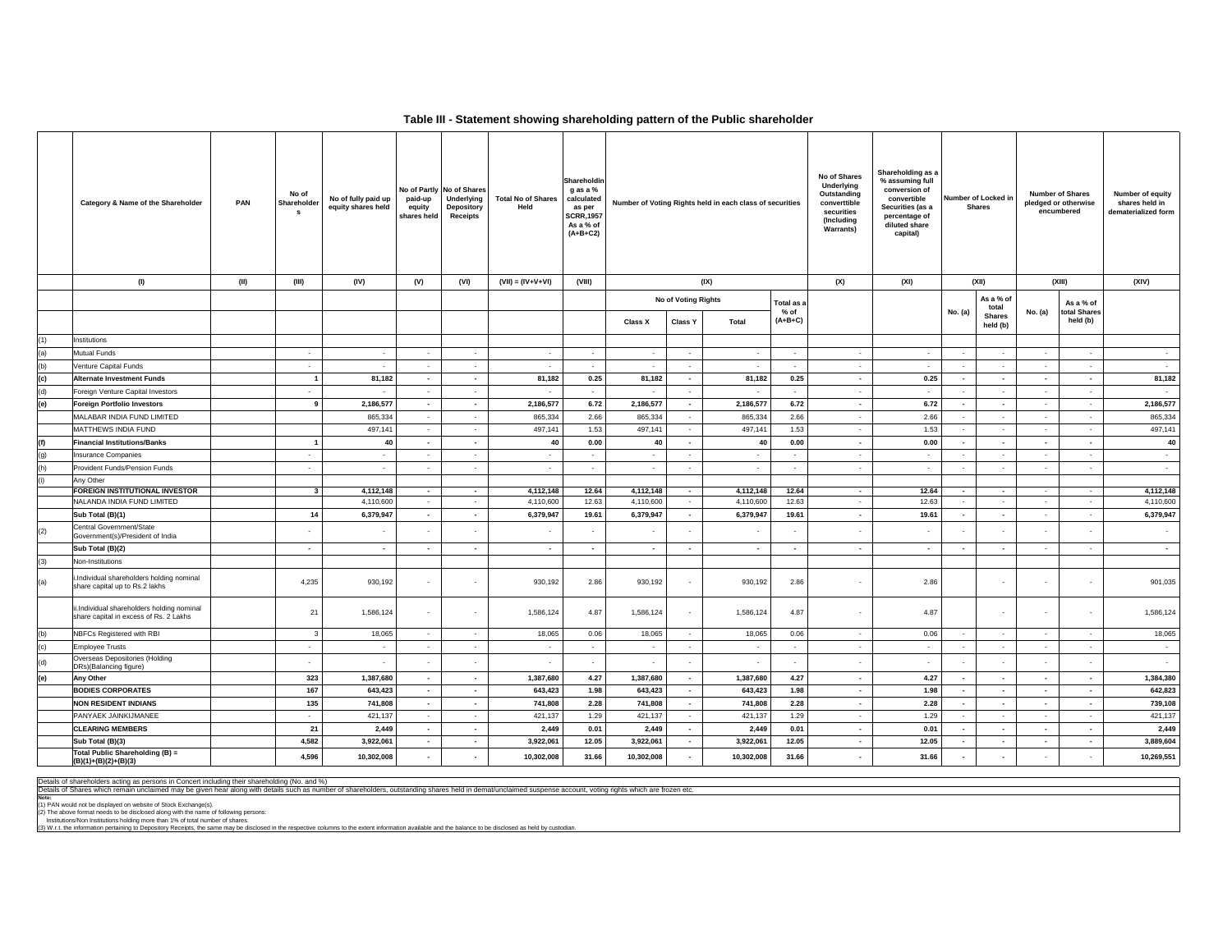## Table III - Statement showing shareholding pattern of the Public shareholder

| | Category & Name of the Shareholder | PAN | No of Shareholders | No of fully paid up equity shares held | No of Partly paid-up equity shares held | No of Shares Underlying Depository Receipts | Total No of Shares Held | Shareholding as a % calculated as per SCRR,1957 As a % of (A+B+C2) | Number of Voting Rights held in each class of securities | | | | No of Shares Underlying Outstanding converttible securities (Including Warrants) | Shareholding as a % assuming full conversion of convertible Securities (as a percentage of diluted share capital) | Number of Locked in Shares | | Number of Shares pledged or otherwise encumbered | | Number of equity shares held in dematerialized form |
|---|---|---|---|---|---|---|---|---|---|---|---|---|---|---|---|---|---|---|---|
| | (I) | (II) | (III) | (IV) | (V) | (VI) | (VII) = (IV+V+VI) | (VIII) | (IX) | | | | (X) | (XI) | (XII) | | (XIII) | | (XIV) |
| | | | | | | | | | No of Voting Rights | | | Total as a % of (A+B+C) | | | No. (a) | As a % of total Shares held (b) | No. (a) | As a % of total Shares held (b) | |
| | | | | | | | | | Class X | Class Y | Total | | | | | | | | |
| (1) | Institutions | | | | | | | | | | | | | | | | | | |
| (a) | Mutual Funds | | - | - | - | - | - | - | - | - | - | - | - | - | - | - | - | - | - |
| (b) | Venture Capital Funds | | - | - | - | - | - | - | - | - | - | - | - | - | - | - | - | - | - |
| (c) | **Alternate Investment Funds** | | **1** | **81,182** | **-** | **-** | **81,182** | **0.25** | **81,182** | **-** | **81,182** | **0.25** | **-** | **0.25** | **-** | **-** | **-** | **-** | **81,182** |
| (d) | Foreign Venture Capital Investors | | - | - | - | - | - | - | - | - | - | - | - | - | - | - | - | - | - |
| (e) | **Foreign Portfolio Investors** | | **9** | **2,186,577** | **-** | **-** | **2,186,577** | **6.72** | **2,186,577** | **-** | **2,186,577** | **6.72** | **-** | **6.72** | **-** | **-** | - | - | **2,186,577** |
| | MALABAR INDIA FUND LIMITED | | | 865,334 | - | - | 865,334 | 2.66 | 865,334 | - | 865,334 | 2.66 | - | 2.66 | - | - | - | - | 865,334 |
| | MATTHEWS INDIA FUND | | | 497,141 | - | - | 497,141 | 1.53 | 497,141 | - | 497,141 | 1.53 | - | 1.53 | - | - | - | - | 497,141 |
| (f) | **Financial Institutions/Banks** | | **1** | **40** | **-** | **-** | **40** | **0.00** | **40** | **-** | **40** | **0.00** | **-** | **0.00** | **-** | **-** | **-** | **-** | **40** |
| (g) | Insurance Companies | | - | - | - | - | - | - | - | - | - | - | - | - | - | - | - | - | - |
| (h) | Provident Funds/Pension Funds | | - | - | - | - | - | - | - | - | - | - | - | - | - | - | - | - | - |
| (i) | Any Other | | | | | | | | | | | | | | | | | | |
| | **FOREIGN INSTITUTIONAL INVESTOR** | | **3** | **4,112,148** | **-** | **-** | **4,112,148** | **12.64** | **4,112,148** | **-** | **4,112,148** | **12.64** | **-** | **12.64** | **-** | **-** | **-** | **-** | **4,112,148** |
| | NALANDA INDIA FUND LIMITED | | | 4,110,600 | - | - | 4,110,600 | 12.63 | 4,110,600 | - | 4,110,600 | 12.63 | - | 12.63 | - | - | - | - | 4,110,600 |
| | **Sub Total (B)(1)** | | **14** | **6,379,947** | **-** | **-** | **6,379,947** | **19.61** | **6,379,947** | **-** | **6,379,947** | **19.61** | **-** | **19.61** | **-** | **-** | - | - | **6,379,947** |
| (2) | Central Government/State Government(s)/President of India | | - | - | - | - | - | - | - | - | - | - | - | - | - | - | - | - | - |
| | **Sub Total (B)(2)** | | **-** | **-** | **-** | **-** | **-** | **-** | **-** | **-** | **-** | **-** | **-** | **-** | **-** | **-** | - | - | **-** |
| (3) | Non-Institutions | | | | | | | | | | | | | | | | | | |
| (a) | i.Individual shareholders holding nominal share capital up to Rs.2 lakhs | | 4,235 | 930,192 | - | - | 930,192 | 2.86 | 930,192 | - | 930,192 | 2.86 | - | 2.86 | | - | - | - | 901,035 |
| | ii.Individual shareholders holding nominal share capital in excess of Rs. 2 Lakhs | | 21 | 1,586,124 | - | - | 1,586,124 | 4.87 | 1,586,124 | - | 1,586,124 | 4.87 | - | 4.87 | | - | - | - | 1,586,124 |
| (b) | NBFCs Registered with RBI | | 3 | 18,065 | - | - | 18,065 | 0.06 | 18,065 | - | 18,065 | 0.06 | - | 0.06 | - | - | - | - | 18,065 |
| (c) | Employee Trusts | | - | - | - | - | - | - | - | - | - | - | - | - | - | - | - | - | - |
| (d) | Overseas Depositories (Holding DRs)(Balancing figure) | | - | - | - | - | - | - | - | - | - | - | - | - | - | - | - | - | - |
| (e) | **Any Other** | | **323** | **1,387,680** | **-** | **-** | **1,387,680** | **4.27** | **1,387,680** | **-** | **1,387,680** | **4.27** | **-** | **4.27** | **-** | **-** | **-** | **-** | **1,384,380** |
| | **BODIES CORPORATES** | | **167** | **643,423** | **-** | **-** | **643,423** | **1.98** | **643,423** | **-** | **643,423** | **1.98** | **-** | **1.98** | **-** | **-** | **-** | **-** | **642,823** |
| | **NON RESIDENT INDIANS** | | **135** | **741,808** | **-** | **-** | **741,808** | **2.28** | **741,808** | **-** | **741,808** | **2.28** | **-** | **2.28** | **-** | **-** | **-** | **-** | **739,108** |
| | PANYAEK JAINKIJMANEE | | - | 421,137 | - | - | 421,137 | 1.29 | 421,137 | - | 421,137 | 1.29 | - | 1.29 | - | - | - | - | 421,137 |
| | **CLEARING MEMBERS** | | **21** | **2,449** | **-** | **-** | **2,449** | **0.01** | **2,449** | **-** | **2,449** | **0.01** | **-** | **0.01** | **-** | **-** | **-** | **-** | **2,449** |
| | **Sub Total (B)(3)** | | **4,582** | **3,922,061** | **-** | **-** | **3,922,061** | **12.05** | **3,922,061** | **-** | **3,922,061** | **12.05** | **-** | **12.05** | **-** | **-** | **-** | **-** | **3,889,604** |
| | **Total Public Shareholding (B) = (B)(1)+(B)(2)+(B)(3)** | | **4,596** | **10,302,008** | **-** | **-** | **10,302,008** | **31.66** | **10,302,008** | **-** | **10,302,008** | **31.66** | **-** | **31.66** | **-** | **-** | - | - | **10,269,551** |

Details of shareholders acting as persons in Concert including their shareholding (No. and %)

Details of Shares which remain unclaimed may be given hear along with details such as number of shareholders, outstanding shares held in demat/unclaimed suspense account, voting rights which are frozen etc.

**Note:**

(1) PAN would not be displayed on website of Stock Exchange(s).

(2) The above format needs to be disclosed along with the name of following persons:
Institutions/Non Institutions holding more than 1% of total number of shares.

(3) W.r.t. the information pertaining to Depository Receipts, the same may be disclosed in the respective columns to the extent information available and the balance to be disclosed as held by custodian.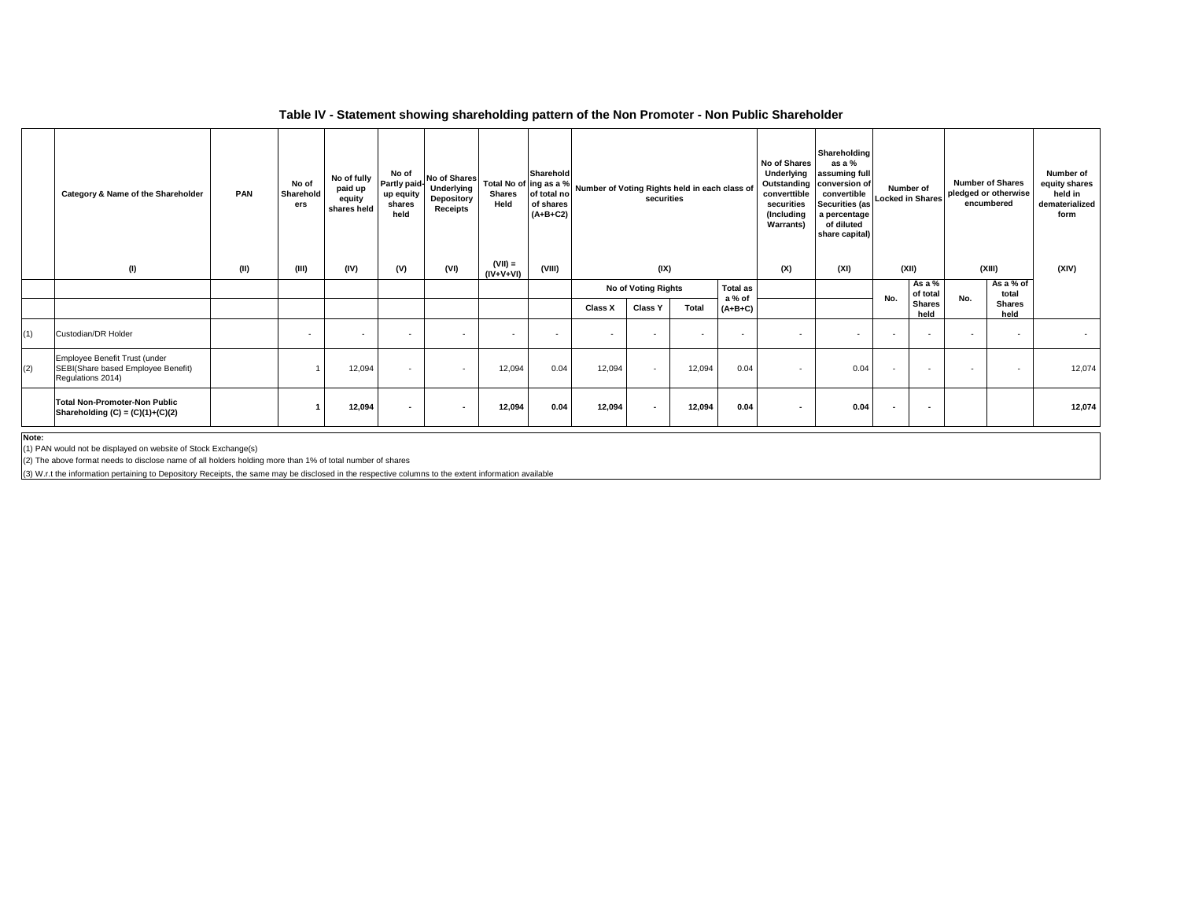## Table IV - Statement showing shareholding pattern of the Non Promoter - Non Public Shareholder

| | Category & Name of the Shareholder | PAN | No of Shareholders | No of fully paid up equity shares held | No of Partly paid-up equity shares held | No of Shares Underlying Depository Receipts | Total No of Shares Held | Shareholding as a % of total no of shares (A+B+C2) | Number of Voting Rights held in each class of securities | | | | No of Shares Underlying Outstanding converttible securities (Including Warrants) | Shareholding as a % assuming full conversion of convertible Securities (as a percentage of diluted share capital) | Number of Locked in Shares | | Number of Shares pledged or otherwise encumbered | | Number of equity shares held in dematerialized form |
|---|---|---|---|---|---|---|---|---|---|---|---|---|---|---|---|---|---|---|---|
| | (I) | (II) | (III) | (IV) | (V) | (VI) | (VII) = (IV+V+VI) | (VIII) | (IX) | | | | (X) | (XI) | (XII) | | (XIII) | | (XIV) |
| | | | | | | | | | No of Voting Rights | | | Total as a % of (A+B+C) | | | No. | As a % of total Shares held | No. | As a % of total Shares held | |
| | | | | | | | | | Class X | Class Y | Total | | | | | | | | |
| (1) | Custodian/DR Holder | | - | - | - | - | - | - | - | - | - | - | - | - | - | - | - | - | - |
| (2) | Employee Benefit Trust (under SEBI(Share based Employee Benefit) Regulations 2014) | | 1 | 12,094 | - | - | 12,094 | 0.04 | 12,094 | - | 12,094 | 0.04 | - | 0.04 | - | - | - | - | 12,074 |
| | **Total Non-Promoter-Non Public Shareholding (C) = (C)(1)+(C)(2)** | | **1** | **12,094** | **-** | **-** | **12,094** | **0.04** | **12,094** | **-** | **12,094** | **0.04** | **-** | **0.04** | **-** | **-** | | | **12,074** |

**Note:**

(1) PAN would not be displayed on website of Stock Exchange(s)

(2) The above format needs to disclose name of all holders holding more than 1% of total number of shares

(3) W.r.t the information pertaining to Depository Receipts, the same may be disclosed in the respective columns to the extent information available